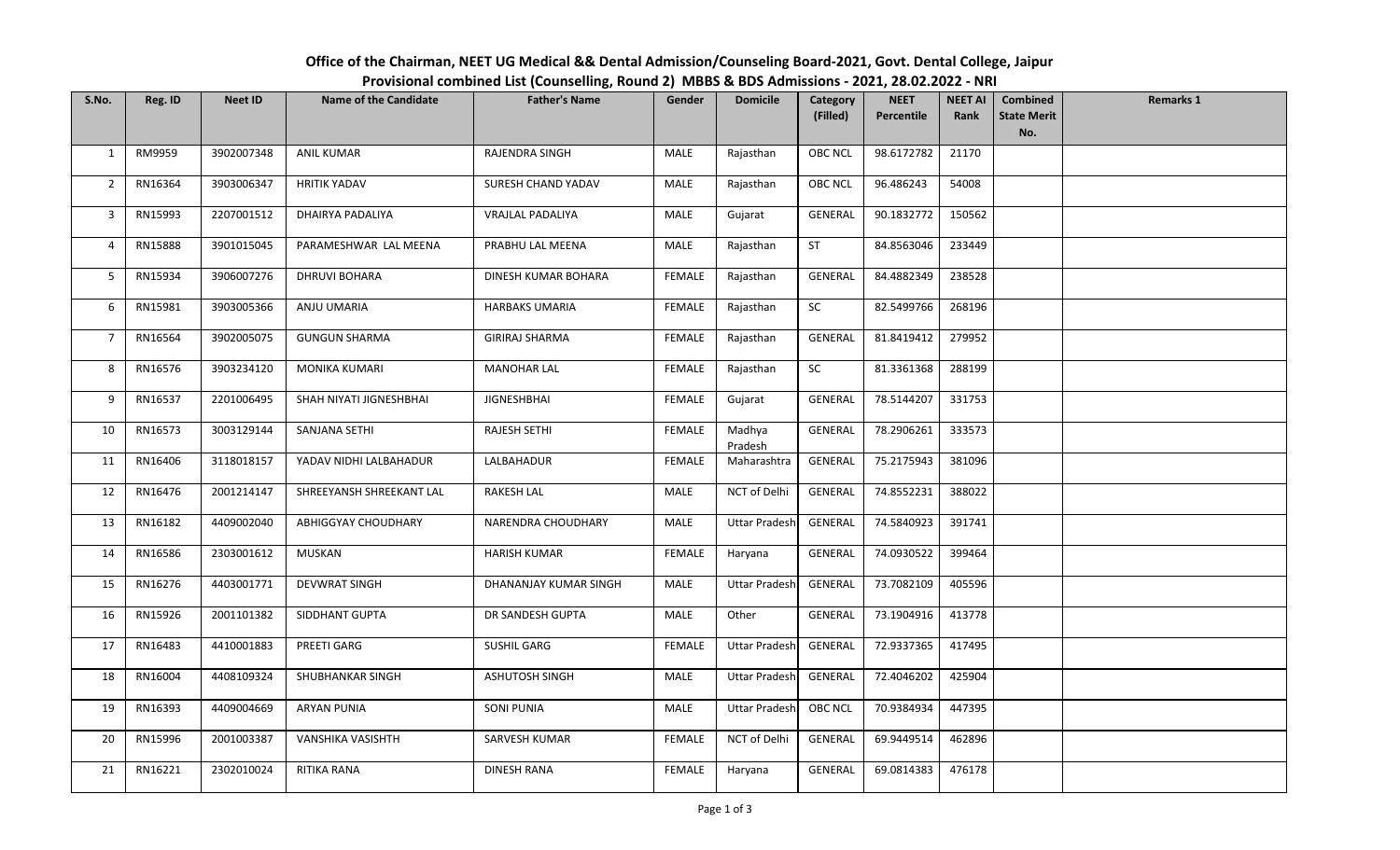**Office of the Chairman, NEET UG Medical && Dental Admission/Counseling Board-2021, Govt. Dental College, Jaipur**

**Provisional combined List (Counselling, Round 2) MBBS & BDS Admissions - 2021, 28.02.2022 - NRI**

| S.No. | Reg. ID | Neet ID | Name of the Candidate | Father's Name | Gender | Domicile | Category (Filled) | NEET Percentile | NEET AI Rank | Combined State Merit No. | Remarks 1 |
|---|---|---|---|---|---|---|---|---|---|---|---|
| 1 | RM9959 | 3902007348 | ANIL KUMAR | RAJENDRA SINGH | MALE | Rajasthan | OBC NCL | 98.6172782 | 21170 | | |
| 2 | RN16364 | 3903006347 | HRITIK YADAV | SURESH CHAND YADAV | MALE | Rajasthan | OBC NCL | 96.486243 | 54008 | | |
| 3 | RN15993 | 2207001512 | DHAIRYA PADALIYA | VRAJLAL PADALIYA | MALE | Gujarat | GENERAL | 90.1832772 | 150562 | | |
| 4 | RN15888 | 3901015045 | PARAMESHWAR LAL MEENA | PRABHU LAL MEENA | MALE | Rajasthan | ST | 84.8563046 | 233449 | | |
| 5 | RN15934 | 3906007276 | DHRUVI BOHARA | DINESH KUMAR BOHARA | FEMALE | Rajasthan | GENERAL | 84.4882349 | 238528 | | |
| 6 | RN15981 | 3903005366 | ANJU UMARIA | HARBAKS UMARIA | FEMALE | Rajasthan | SC | 82.5499766 | 268196 | | |
| 7 | RN16564 | 3902005075 | GUNGUN SHARMA | GIRIRAJ SHARMA | FEMALE | Rajasthan | GENERAL | 81.8419412 | 279952 | | |
| 8 | RN16576 | 3903234120 | MONIKA KUMARI | MANOHAR LAL | FEMALE | Rajasthan | SC | 81.3361368 | 288199 | | |
| 9 | RN16537 | 2201006495 | SHAH NIYATI JIGNESHBHAI | JIGNESHBHAI | FEMALE | Gujarat | GENERAL | 78.5144207 | 331753 | | |
| 10 | RN16573 | 3003129144 | SANJANA SETHI | RAJESH SETHI | FEMALE | Madhya Pradesh | GENERAL | 78.2906261 | 333573 | | |
| 11 | RN16406 | 3118018157 | YADAV NIDHI LALBAHADUR | LALBAHADUR | FEMALE | Maharashtra | GENERAL | 75.2175943 | 381096 | | |
| 12 | RN16476 | 2001214147 | SHREEYANSH SHREEKANT LAL | RAKESH LAL | MALE | NCT of Delhi | GENERAL | 74.8552231 | 388022 | | |
| 13 | RN16182 | 4409002040 | ABHIGGYAY CHOUDHARY | NARENDRA CHOUDHARY | MALE | Uttar Pradesh | GENERAL | 74.5840923 | 391741 | | |
| 14 | RN16586 | 2303001612 | MUSKAN | HARISH KUMAR | FEMALE | Haryana | GENERAL | 74.0930522 | 399464 | | |
| 15 | RN16276 | 4403001771 | DEVWRAT SINGH | DHANANJAY KUMAR SINGH | MALE | Uttar Pradesh | GENERAL | 73.7082109 | 405596 | | |
| 16 | RN15926 | 2001101382 | SIDDHANT GUPTA | DR SANDESH GUPTA | MALE | Other | GENERAL | 73.1904916 | 413778 | | |
| 17 | RN16483 | 4410001883 | PREETI GARG | SUSHIL GARG | FEMALE | Uttar Pradesh | GENERAL | 72.9337365 | 417495 | | |
| 18 | RN16004 | 4408109324 | SHUBHANKAR SINGH | ASHUTOSH SINGH | MALE | Uttar Pradesh | GENERAL | 72.4046202 | 425904 | | |
| 19 | RN16393 | 4409004669 | ARYAN PUNIA | SONI PUNIA | MALE | Uttar Pradesh | OBC NCL | 70.9384934 | 447395 | | |
| 20 | RN15996 | 2001003387 | VANSHIKA VASISHTH | SARVESH KUMAR | FEMALE | NCT of Delhi | GENERAL | 69.9449514 | 462896 | | |
| 21 | RN16221 | 2302010024 | RITIKA RANA | DINESH RANA | FEMALE | Haryana | GENERAL | 69.0814383 | 476178 | | |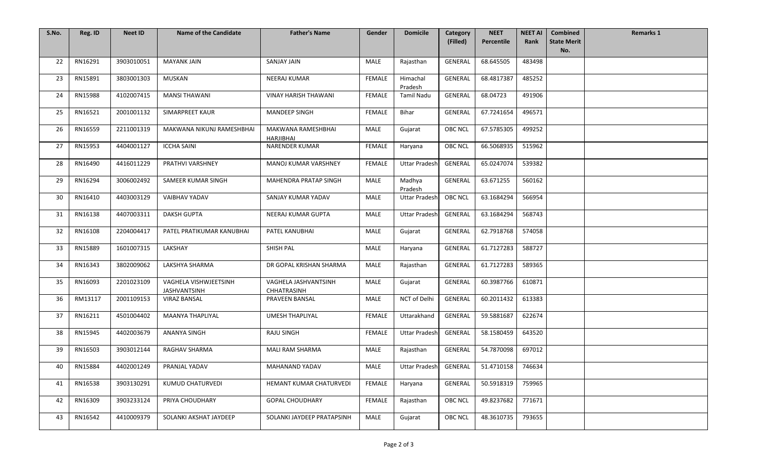| S.No. | Reg. ID | Neet ID | Name of the Candidate | Father's Name | Gender | Domicile | Category (Filled) | NEET Percentile | NEET AI Rank | Combined State Merit No. | Remarks 1 |
|---|---|---|---|---|---|---|---|---|---|---|---|
| 22 | RN16291 | 3903010051 | MAYANK JAIN | SANJAY JAIN | MALE | Rajasthan | GENERAL | 68.645505 | 483498 | | |
| 23 | RN15891 | 3803001303 | MUSKAN | NEERAJ KUMAR | FEMALE | Himachal Pradesh | GENERAL | 68.4817387 | 485252 | | |
| 24 | RN15988 | 4102007415 | MANSI THAWANI | VINAY HARISH THAWANI | FEMALE | Tamil Nadu | GENERAL | 68.04723 | 491906 | | |
| 25 | RN16521 | 2001001132 | SIMARPREET KAUR | MANDEEP SINGH | FEMALE | Bihar | GENERAL | 67.7241654 | 496571 | | |
| 26 | RN16559 | 2211001319 | MAKWANA NIKUNJ RAMESHBHAI | MAKWANA RAMESHBHAI HARJIBHAI | MALE | Gujarat | OBC NCL | 67.5785305 | 499252 | | |
| 27 | RN15953 | 4404001127 | ICCHA SAINI | NARENDER KUMAR | FEMALE | Haryana | OBC NCL | 66.5068935 | 515962 | | |
| 28 | RN16490 | 4416011229 | PRATHVI VARSHNEY | MANOJ KUMAR VARSHNEY | FEMALE | Uttar Pradesh | GENERAL | 65.0247074 | 539382 | | |
| 29 | RN16294 | 3006002492 | SAMEER KUMAR SINGH | MAHENDRA PRATAP SINGH | MALE | Madhya Pradesh | GENERAL | 63.671255 | 560162 | | |
| 30 | RN16410 | 4403003129 | VAIBHAV YADAV | SANJAY KUMAR YADAV | MALE | Uttar Pradesh | OBC NCL | 63.1684294 | 566954 | | |
| 31 | RN16138 | 4407003311 | DAKSH GUPTA | NEERAJ KUMAR GUPTA | MALE | Uttar Pradesh | GENERAL | 63.1684294 | 568743 | | |
| 32 | RN16108 | 2204004417 | PATEL PRATIKUMAR KANUBHAI | PATEL KANUBHAI | MALE | Gujarat | GENERAL | 62.7918768 | 574058 | | |
| 33 | RN15889 | 1601007315 | LAKSHAY | SHISH PAL | MALE | Haryana | GENERAL | 61.7127283 | 588727 | | |
| 34 | RN16343 | 3802009062 | LAKSHYA SHARMA | DR GOPAL KRISHAN SHARMA | MALE | Rajasthan | GENERAL | 61.7127283 | 589365 | | |
| 35 | RN16093 | 2201023109 | VAGHELA VISHWJEETSINH JASHVANTSINH | VAGHELA JASHVANTSINH CHHATRASINH | MALE | Gujarat | GENERAL | 60.3987766 | 610871 | | |
| 36 | RM13117 | 2001109153 | VIRAZ BANSAL | PRAVEEN BANSAL | MALE | NCT of Delhi | GENERAL | 60.2011432 | 613383 | | |
| 37 | RN16211 | 4501004402 | MAANYA THAPLIYAL | UMESH THAPLIYAL | FEMALE | Uttarakhand | GENERAL | 59.5881687 | 622674 | | |
| 38 | RN15945 | 4402003679 | ANANYA SINGH | RAJU SINGH | FEMALE | Uttar Pradesh | GENERAL | 58.1580459 | 643520 | | |
| 39 | RN16503 | 3903012144 | RAGHAV SHARMA | MALI RAM SHARMA | MALE | Rajasthan | GENERAL | 54.7870098 | 697012 | | |
| 40 | RN15884 | 4402001249 | PRANJAL YADAV | MAHANAND YADAV | MALE | Uttar Pradesh | GENERAL | 51.4710158 | 746634 | | |
| 41 | RN16538 | 3903130291 | KUMUD CHATURVEDI | HEMANT KUMAR CHATURVEDI | FEMALE | Haryana | GENERAL | 50.5918319 | 759965 | | |
| 42 | RN16309 | 3903233124 | PRIYA CHOUDHARY | GOPAL CHOUDHARY | FEMALE | Rajasthan | OBC NCL | 49.8237682 | 771671 | | |
| 43 | RN16542 | 4410009379 | SOLANKI AKSHAT JAYDEEP | SOLANKI JAYDEEP PRATAPSINH | MALE | Gujarat | OBC NCL | 48.3610735 | 793655 | | |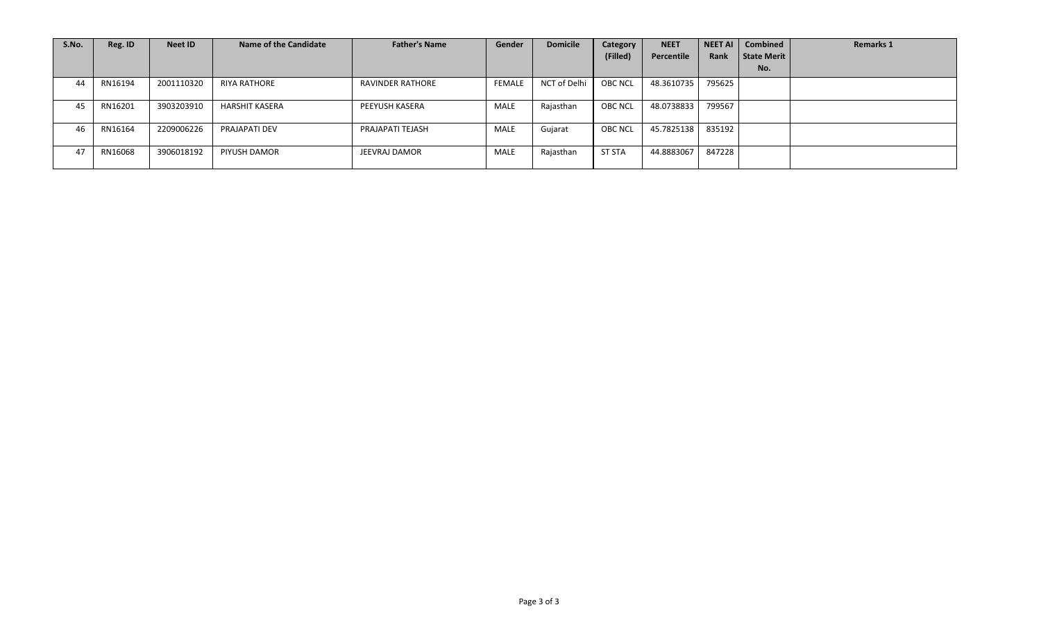| S.No. | Reg. ID | Neet ID | Name of the Candidate | Father's Name | Gender | Domicile | Category (Filled) | NEET Percentile | NEET AI Rank | Combined State Merit No. | Remarks 1 |
|---|---|---|---|---|---|---|---|---|---|---|---|
| 44 | RN16194 | 2001110320 | RIYA RATHORE | RAVINDER RATHORE | FEMALE | NCT of Delhi | OBC NCL | 48.3610735 | 795625 | | |
| 45 | RN16201 | 3903203910 | HARSHIT KASERA | PEEYUSH KASERA | MALE | Rajasthan | OBC NCL | 48.0738833 | 799567 | | |
| 46 | RN16164 | 2209006226 | PRAJAPATI DEV | PRAJAPATI TEJASH | MALE | Gujarat | OBC NCL | 45.7825138 | 835192 | | |
| 47 | RN16068 | 3906018192 | PIYUSH DAMOR | JEEVRAJ DAMOR | MALE | Rajasthan | ST STA | 44.8883067 | 847228 | | |